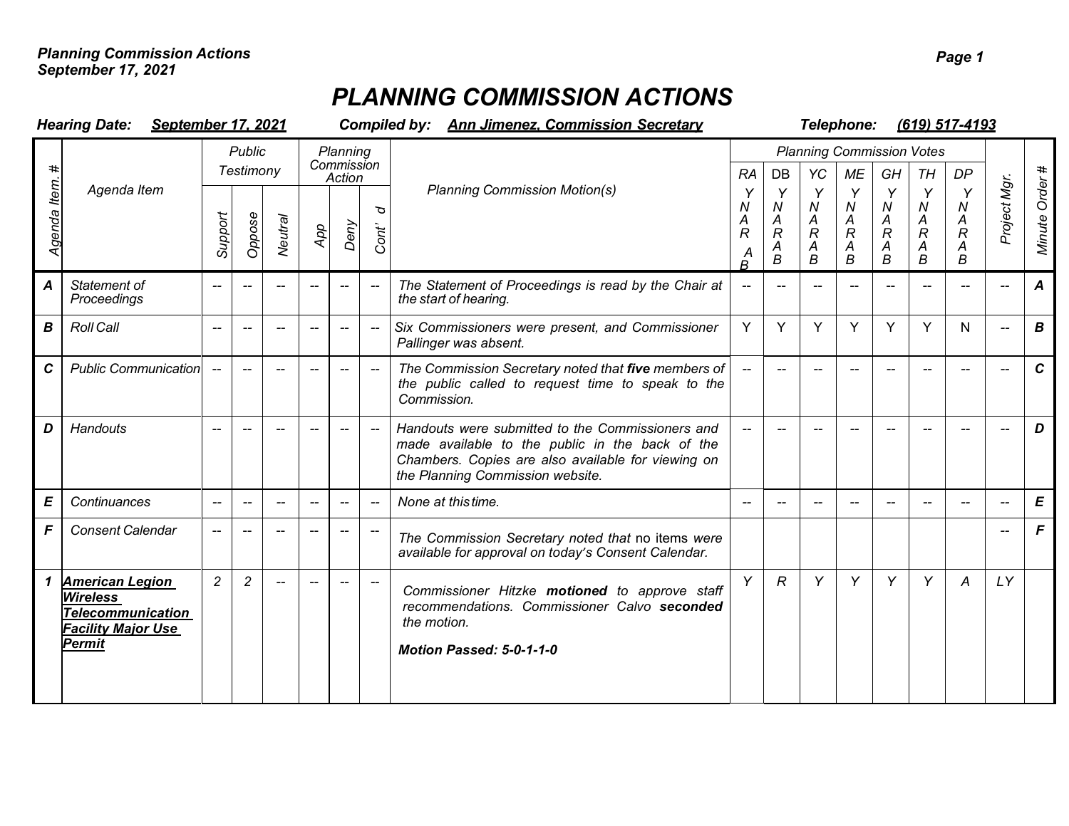# PLANNING COMMISSION ACTIONS

**Hearing Date:** ***September 17, 2021*** **Compiled by:** ***Ann Jimenez, Commission Secretary*** **Telephone:** ***(619) 517-4193***

| Agenda Item # | Agenda Item | Public Testimony | | | Planning Commission Action | | | Planning Commission Motion(s) | Planning Commission Votes | | | | | | | Project Mgr. | Minute Order # |
|---|---|---|---|---|---|---|---|---|---|---|---|---|---|---|---|---|---|
| | | Support | Oppose | Neutral | App | Deny | Cont' d | | RA Y N A R AB | DB Y N A R A B | YC Y N A R A B | ME Y N A R A B | GH Y N A R A B | TH Y N A R A B | DP Y N A R A B | | |
| **A** | Statement of Proceedings | -- | -- | -- | -- | -- | -- | The Statement of Proceedings is read by the Chair at the start of hearing. | -- | -- | -- | -- | -- | -- | -- | -- | **A** |
| **B** | Roll Call | -- | -- | -- | -- | -- | -- | Six Commissioners were present, and Commissioner Pallinger was absent. | Y | Y | Y | Y | Y | Y | N | -- | **B** |
| **C** | Public Communication | -- | -- | -- | -- | -- | -- | The Commission Secretary noted that **five** members of the public called to request time to speak to the Commission. | -- | -- | -- | -- | -- | -- | -- | -- | **C** |
| **D** | Handouts | -- | -- | -- | -- | -- | -- | Handouts were submitted to the Commissioners and made available to the public in the back of the Chambers. Copies are also available for viewing on the Planning Commission website. | -- | -- | -- | -- | -- | -- | -- | -- | **D** |
| **E** | Continuances | -- | -- | -- | -- | -- | -- | None at this time. | -- | -- | -- | -- | -- | -- | -- | -- | **E** |
| **F** | Consent Calendar | -- | -- | -- | -- | -- | -- | The Commission Secretary noted that no items were available for approval on today's Consent Calendar. | | | | | | | | -- | **F** |
| **1** | **American Legion Wireless Telecommunication Facility Major Use Permit** | 2 | 2 | -- | -- | -- | -- | Commissioner Hitzke **motioned** to approve staff recommendations. Commissioner Calvo **seconded** the motion.<br><br>**Motion Passed: 5-0-1-1-0** | Y | R | Y | Y | Y | Y | A | LY | |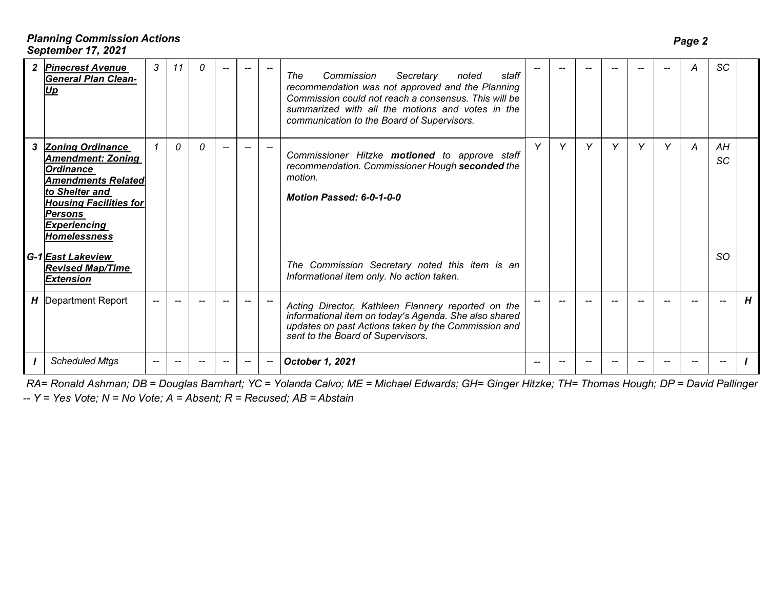*Planning Commission Actions*
*September 17, 2021*

| | | | | | | | | | | | | | | | | | | |
|---|---|---|---|---|---|---|---|---|---|---|---|---|---|---|---|---|---|---|
| **2** | **Pinecrest Avenue General Plan Clean-Up** | 3 | 11 | 0 | -- | -- | -- | The Commission Secretary noted staff recommendation was not approved and the Planning Commission could not reach a consensus. This will be summarized with all the motions and votes in the communication to the Board of Supervisors. | -- | -- | -- | -- | -- | -- | -- | A | SC | |
| **3** | **Zoning Ordinance Amendment: Zoning Ordinance Amendments Related to Shelter and Housing Facilities for Persons Experiencing Homelessness** | 1 | 0 | 0 | -- | -- | -- | Commissioner Hitzke **motioned** to approve staff recommendation. Commissioner Hough **seconded** the motion.<br><br>**Motion Passed: 6-0-1-0-0** | Y | Y | Y | Y | Y | Y | A | AH SC | |
| **G-1** | **East Lakeview Revised Map/Time Extension** | | | | | | | The Commission Secretary noted this item is an Informational item only. No action taken. | | | | | | | | SO | |
| **H** | Department Report | -- | -- | -- | -- | -- | -- | Acting Director, Kathleen Flannery reported on the informational item on today's Agenda. She also shared updates on past Actions taken by the Commission and sent to the Board of Supervisors. | -- | -- | -- | -- | -- | -- | -- | -- | -- | **H** |
| **I** | Scheduled Mtgs | -- | -- | -- | -- | -- | -- | **October 1, 2021** | -- | -- | -- | -- | -- | -- | -- | -- | -- | **I** |

*RA= Ronald Ashman; DB = Douglas Barnhart; YC = Yolanda Calvo; ME = Michael Edwards; GH= Ginger Hitzke; TH= Thomas Hough; DP = David Pallinger -- Y = Yes Vote; N = No Vote; A = Absent; R = Recused; AB = Abstain*